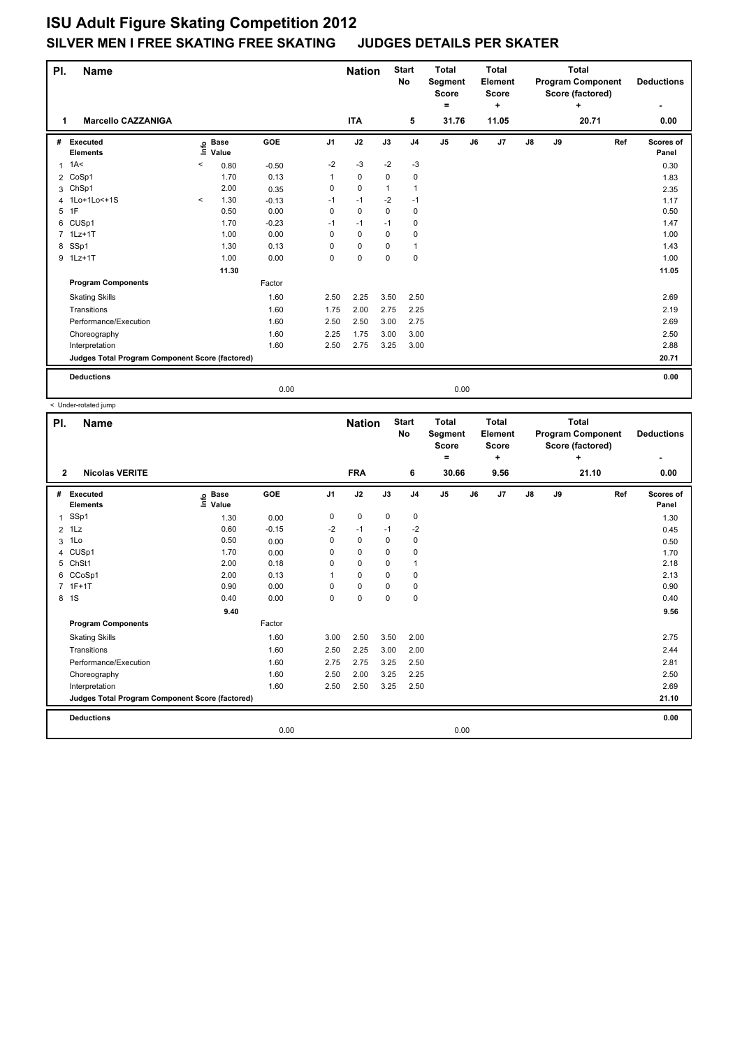# ISU Adult Figure Skating Competition 2012

## SILVER MEN I FREE SKATING FREE SKATING JUDGES DETAILS PER SKATER

| Pl. | Name | Nation | Start No | Total Segment Score = | Total Element Score + | Total Program Component Score (factored) + | Deductions - |
|---|---|---|---|---|---|---|---|
| 1 | Marcello CAZZANIGA | ITA | 5 | 31.76 | 11.05 | 20.71 | 0.00 |

| # | Executed Elements | Info | Base Value | GOE | J1 | J2 | J3 | J4 | J5 | J6 | J7 | J8 | J9 | Ref | Scores of Panel |
|---|---|---|---|---|---|---|---|---|---|---|---|---|---|---|---|
| 1 | 1A< | < | 0.80 | -0.50 | -2 | -3 | -2 | -3 | | | | | | | 0.30 |
| 2 | CoSp1 | | 1.70 | 0.13 | 1 | 0 | 0 | 0 | | | | | | | 1.83 |
| 3 | ChSp1 | | 2.00 | 0.35 | 0 | 0 | 1 | 1 | | | | | | | 2.35 |
| 4 | 1Lo+1Lo<+1S | < | 1.30 | -0.13 | -1 | -1 | -2 | -1 | | | | | | | 1.17 |
| 5 | 1F | | 0.50 | 0.00 | 0 | 0 | 0 | 0 | | | | | | | 0.50 |
| 6 | CUSp1 | | 1.70 | -0.23 | -1 | -1 | -1 | 0 | | | | | | | 1.47 |
| 7 | 1Lz+1T | | 1.00 | 0.00 | 0 | 0 | 0 | 0 | | | | | | | 1.00 |
| 8 | SSp1 | | 1.30 | 0.13 | 0 | 0 | 0 | 1 | | | | | | | 1.43 |
| 9 | 1Lz+1T | | 1.00 | 0.00 | 0 | 0 | 0 | 0 | | | | | | | 1.00 |
| | | | 11.30 | | | | | | | | | | | | 11.05 |
| | **Program Components** | | | Factor | | | | | | | | | | | |
| | Skating Skills | | | 1.60 | 2.50 | 2.25 | 3.50 | 2.50 | | | | | | | 2.69 |
| | Transitions | | | 1.60 | 1.75 | 2.00 | 2.75 | 2.25 | | | | | | | 2.19 |
| | Performance/Execution | | | 1.60 | 2.50 | 2.50 | 3.00 | 2.75 | | | | | | | 2.69 |
| | Choreography | | | 1.60 | 2.25 | 1.75 | 3.00 | 3.00 | | | | | | | 2.50 |
| | Interpretation | | | 1.60 | 2.50 | 2.75 | 3.25 | 3.00 | | | | | | | 2.88 |
| | **Judges Total Program Component Score (factored)** | | | | | | | | | | | | | | 20.71 |
| | **Deductions** | | | | | | | | | | | | | | 0.00 |
| | | | | 0.00 | | | | | 0.00 | | | | | | |

< Under-rotated jump

| Pl. | Name | Nation | Start No | Total Segment Score = | Total Element Score + | Total Program Component Score (factored) + | Deductions - |
|---|---|---|---|---|---|---|---|
| 2 | Nicolas VERITE | FRA | 6 | 30.66 | 9.56 | 21.10 | 0.00 |

| # | Executed Elements | Info | Base Value | GOE | J1 | J2 | J3 | J4 | J5 | J6 | J7 | J8 | J9 | Ref | Scores of Panel |
|---|---|---|---|---|---|---|---|---|---|---|---|---|---|---|---|
| 1 | SSp1 | | 1.30 | 0.00 | 0 | 0 | 0 | 0 | | | | | | | 1.30 |
| 2 | 1Lz | | 0.60 | -0.15 | -2 | -1 | -1 | -2 | | | | | | | 0.45 |
| 3 | 1Lo | | 0.50 | 0.00 | 0 | 0 | 0 | 0 | | | | | | | 0.50 |
| 4 | CUSp1 | | 1.70 | 0.00 | 0 | 0 | 0 | 0 | | | | | | | 1.70 |
| 5 | ChSt1 | | 2.00 | 0.18 | 0 | 0 | 0 | 1 | | | | | | | 2.18 |
| 6 | CCoSp1 | | 2.00 | 0.13 | 1 | 0 | 0 | 0 | | | | | | | 2.13 |
| 7 | 1F+1T | | 0.90 | 0.00 | 0 | 0 | 0 | 0 | | | | | | | 0.90 |
| 8 | 1S | | 0.40 | 0.00 | 0 | 0 | 0 | 0 | | | | | | | 0.40 |
| | | | 9.40 | | | | | | | | | | | | 9.56 |
| | **Program Components** | | | Factor | | | | | | | | | | | |
| | Skating Skills | | | 1.60 | 3.00 | 2.50 | 3.50 | 2.00 | | | | | | | 2.75 |
| | Transitions | | | 1.60 | 2.50 | 2.25 | 3.00 | 2.00 | | | | | | | 2.44 |
| | Performance/Execution | | | 1.60 | 2.75 | 2.75 | 3.25 | 2.50 | | | | | | | 2.81 |
| | Choreography | | | 1.60 | 2.50 | 2.00 | 3.25 | 2.25 | | | | | | | 2.50 |
| | Interpretation | | | 1.60 | 2.50 | 2.50 | 3.25 | 2.50 | | | | | | | 2.69 |
| | **Judges Total Program Component Score (factored)** | | | | | | | | | | | | | | 21.10 |
| | **Deductions** | | | | | | | | | | | | | | 0.00 |
| | | | | 0.00 | | | | | 0.00 | | | | | | |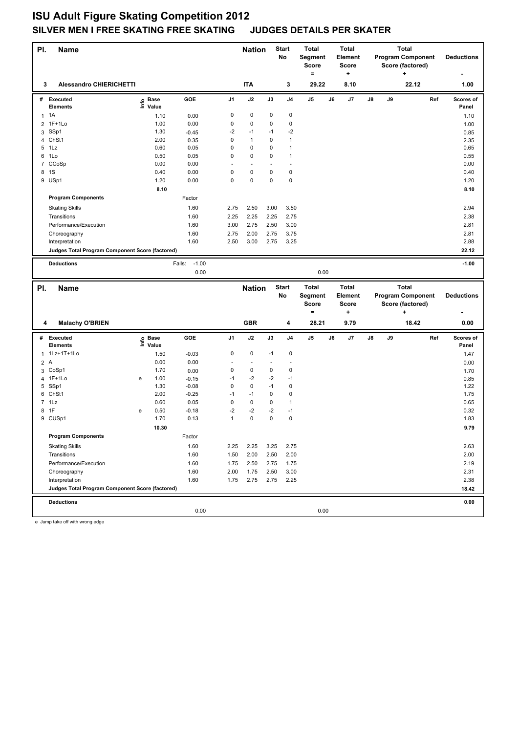# ISU Adult Figure Skating Competition 2012

## SILVER MEN I FREE SKATING FREE SKATING JUDGES DETAILS PER SKATER

| Pl. | Name | Nation | Start No | Total Segment Score = | Total Element Score + | Total Program Component Score (factored) + | Deductions - |
|---|---|---|---|---|---|---|---|
| 3 | Alessandro CHIERICHETTI | ITA | 3 | 29.22 | 8.10 | 22.12 | 1.00 |

| # | Executed Elements | Info | Base Value | GOE | J1 | J2 | J3 | J4 | J5 | J6 | J7 | J8 | J9 | Ref | Scores of Panel |
|---|---|---|---|---|---|---|---|---|---|---|---|---|---|---|---|
| 1 | 1A | | 1.10 | 0.00 | 0 | 0 | 0 | 0 | | | | | | | 1.10 |
| 2 | 1F+1Lo | | 1.00 | 0.00 | 0 | 0 | 0 | 0 | | | | | | | 1.00 |
| 3 | SSp1 | | 1.30 | -0.45 | -2 | -1 | -1 | -2 | | | | | | | 0.85 |
| 4 | ChSt1 | | 2.00 | 0.35 | 0 | 1 | 0 | 1 | | | | | | | 2.35 |
| 5 | 1Lz | | 0.60 | 0.05 | 0 | 0 | 0 | 1 | | | | | | | 0.65 |
| 6 | 1Lo | | 0.50 | 0.05 | 0 | 0 | 0 | 1 | | | | | | | 0.55 |
| 7 | CCoSp | | 0.00 | 0.00 | - | - | - | - | | | | | | | 0.00 |
| 8 | 1S | | 0.40 | 0.00 | 0 | 0 | 0 | 0 | | | | | | | 0.40 |
| 9 | USp1 | | 1.20 | 0.00 | 0 | 0 | 0 | 0 | | | | | | | 1.20 |
| | | | 8.10 | | | | | | | | | | | | 8.10 |
| | Program Components | | | Factor | | | | | | | | | | | |
| | Skating Skills | | | 1.60 | 2.75 | 2.50 | 3.00 | 3.50 | | | | | | | 2.94 |
| | Transitions | | | 1.60 | 2.25 | 2.25 | 2.25 | 2.75 | | | | | | | 2.38 |
| | Performance/Execution | | | 1.60 | 3.00 | 2.75 | 2.50 | 3.00 | | | | | | | 2.81 |
| | Choreography | | | 1.60 | 2.75 | 2.00 | 2.75 | 3.75 | | | | | | | 2.81 |
| | Interpretation | | | 1.60 | 2.50 | 3.00 | 2.75 | 3.25 | | | | | | | 2.88 |
| | Judges Total Program Component Score (factored) | | | | | | | | | | | | | | 22.12 |
| | Deductions | | | Falls: -1.00 | | | | | | | | | | | -1.00 |
| | | | | 0.00 | | | | | 0.00 | | | | | | |

| Pl. | Name | Nation | Start No | Total Segment Score = | Total Element Score + | Total Program Component Score (factored) + | Deductions - |
|---|---|---|---|---|---|---|---|
| 4 | Malachy O'BRIEN | GBR | 4 | 28.21 | 9.79 | 18.42 | 0.00 |

| # | Executed Elements | Info | Base Value | GOE | J1 | J2 | J3 | J4 | J5 | J6 | J7 | J8 | J9 | Ref | Scores of Panel |
|---|---|---|---|---|---|---|---|---|---|---|---|---|---|---|---|
| 1 | 1Lz+1T+1Lo | | 1.50 | -0.03 | 0 | 0 | -1 | 0 | | | | | | | 1.47 |
| 2 | A | | 0.00 | 0.00 | - | - | - | - | | | | | | | 0.00 |
| 3 | CoSp1 | | 1.70 | 0.00 | 0 | 0 | 0 | 0 | | | | | | | 1.70 |
| 4 | 1F+1Lo | e | 1.00 | -0.15 | -1 | -2 | -2 | -1 | | | | | | | 0.85 |
| 5 | SSp1 | | 1.30 | -0.08 | 0 | 0 | -1 | 0 | | | | | | | 1.22 |
| 6 | ChSt1 | | 2.00 | -0.25 | -1 | -1 | 0 | 0 | | | | | | | 1.75 |
| 7 | 1Lz | | 0.60 | 0.05 | 0 | 0 | 0 | 1 | | | | | | | 0.65 |
| 8 | 1F | e | 0.50 | -0.18 | -2 | -2 | -2 | -1 | | | | | | | 0.32 |
| 9 | CUSp1 | | 1.70 | 0.13 | 1 | 0 | 0 | 0 | | | | | | | 1.83 |
| | | | 10.30 | | | | | | | | | | | | 9.79 |
| | Program Components | | | Factor | | | | | | | | | | | |
| | Skating Skills | | | 1.60 | 2.25 | 2.25 | 3.25 | 2.75 | | | | | | | 2.63 |
| | Transitions | | | 1.60 | 1.50 | 2.00 | 2.50 | 2.00 | | | | | | | 2.00 |
| | Performance/Execution | | | 1.60 | 1.75 | 2.50 | 2.75 | 1.75 | | | | | | | 2.19 |
| | Choreography | | | 1.60 | 2.00 | 1.75 | 2.50 | 3.00 | | | | | | | 2.31 |
| | Interpretation | | | 1.60 | 1.75 | 2.75 | 2.75 | 2.25 | | | | | | | 2.38 |
| | Judges Total Program Component Score (factored) | | | | | | | | | | | | | | 18.42 |
| | Deductions | | | | | | | | | | | | | | 0.00 |
| | | | | 0.00 | | | | | 0.00 | | | | | | |

e Jump take off with wrong edge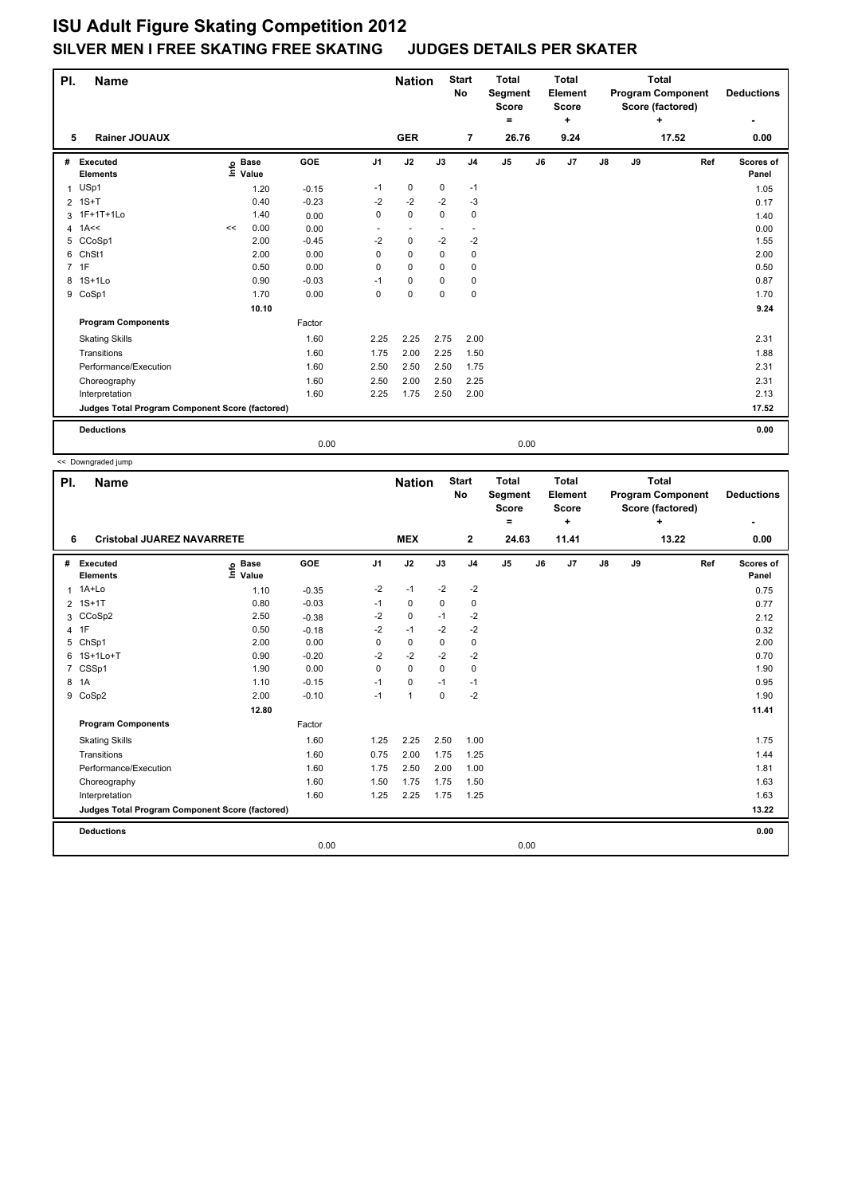# ISU Adult Figure Skating Competition 2012

## SILVER MEN I FREE SKATING FREE SKATING JUDGES DETAILS PER SKATER

| Pl. | Name | Nation | Start No | Total Segment Score = | Total Element Score + | Total Program Component Score (factored) + | Deductions - |
|---|---|---|---|---|---|---|---|
| 5 | Rainer JOUAUX | GER | 7 | 26.76 | 9.24 | 17.52 | 0.00 |

| # | Executed Elements | Info | Base Value | GOE | J1 | J2 | J3 | J4 | J5 | J6 | J7 | J8 | J9 | Ref | Scores of Panel |
|---|---|---|---|---|---|---|---|---|---|---|---|---|---|---|---|
| 1 | USp1 | | 1.20 | -0.15 | -1 | 0 | 0 | -1 | | | | | | | 1.05 |
| 2 | 1S+T | | 0.40 | -0.23 | -2 | -2 | -2 | -3 | | | | | | | 0.17 |
| 3 | 1F+1T+1Lo | | 1.40 | 0.00 | 0 | 0 | 0 | 0 | | | | | | | 1.40 |
| 4 | 1A<< | << | 0.00 | 0.00 | - | - | - | - | | | | | | | 0.00 |
| 5 | CCoSp1 | | 2.00 | -0.45 | -2 | 0 | -2 | -2 | | | | | | | 1.55 |
| 6 | ChSt1 | | 2.00 | 0.00 | 0 | 0 | 0 | 0 | | | | | | | 2.00 |
| 7 | 1F | | 0.50 | 0.00 | 0 | 0 | 0 | 0 | | | | | | | 0.50 |
| 8 | 1S+1Lo | | 0.90 | -0.03 | -1 | 0 | 0 | 0 | | | | | | | 0.87 |
| 9 | CoSp1 | | 1.70 | 0.00 | 0 | 0 | 0 | 0 | | | | | | | 1.70 |
| | | | 10.10 | | | | | | | | | | | | 9.24 |
| | **Program Components** | | | Factor | | | | | | | | | | | |
| | Skating Skills | | | 1.60 | 2.25 | 2.25 | 2.75 | 2.00 | | | | | | | 2.31 |
| | Transitions | | | 1.60 | 1.75 | 2.00 | 2.25 | 1.50 | | | | | | | 1.88 |
| | Performance/Execution | | | 1.60 | 2.50 | 2.50 | 2.50 | 1.75 | | | | | | | 2.31 |
| | Choreography | | | 1.60 | 2.50 | 2.00 | 2.50 | 2.25 | | | | | | | 2.31 |
| | Interpretation | | | 1.60 | 2.25 | 1.75 | 2.50 | 2.00 | | | | | | | 2.13 |
| | **Judges Total Program Component Score (factored)** | | | | | | | | | | | | | | 17.52 |
| | **Deductions** | | | 0.00 | | | | | 0.00 | | | | | | 0.00 |

<< Downgraded jump

| Pl. | Name | Nation | Start No | Total Segment Score = | Total Element Score + | Total Program Component Score (factored) + | Deductions - |
|---|---|---|---|---|---|---|---|
| 6 | Cristobal JUAREZ NAVARRETE | MEX | 2 | 24.63 | 11.41 | 13.22 | 0.00 |

| # | Executed Elements | Info | Base Value | GOE | J1 | J2 | J3 | J4 | J5 | J6 | J7 | J8 | J9 | Ref | Scores of Panel |
|---|---|---|---|---|---|---|---|---|---|---|---|---|---|---|---|
| 1 | 1A+Lo | | 1.10 | -0.35 | -2 | -1 | -2 | -2 | | | | | | | 0.75 |
| 2 | 1S+1T | | 0.80 | -0.03 | -1 | 0 | 0 | 0 | | | | | | | 0.77 |
| 3 | CCoSp2 | | 2.50 | -0.38 | -2 | 0 | -1 | -2 | | | | | | | 2.12 |
| 4 | 1F | | 0.50 | -0.18 | -2 | -1 | -2 | -2 | | | | | | | 0.32 |
| 5 | ChSp1 | | 2.00 | 0.00 | 0 | 0 | 0 | 0 | | | | | | | 2.00 |
| 6 | 1S+1Lo+T | | 0.90 | -0.20 | -2 | -2 | -2 | -2 | | | | | | | 0.70 |
| 7 | CSSp1 | | 1.90 | 0.00 | 0 | 0 | 0 | 0 | | | | | | | 1.90 |
| 8 | 1A | | 1.10 | -0.15 | -1 | 0 | -1 | -1 | | | | | | | 0.95 |
| 9 | CoSp2 | | 2.00 | -0.10 | -1 | 1 | 0 | -2 | | | | | | | 1.90 |
| | | | 12.80 | | | | | | | | | | | | 11.41 |
| | **Program Components** | | | Factor | | | | | | | | | | | |
| | Skating Skills | | | 1.60 | 1.25 | 2.25 | 2.50 | 1.00 | | | | | | | 1.75 |
| | Transitions | | | 1.60 | 0.75 | 2.00 | 1.75 | 1.25 | | | | | | | 1.44 |
| | Performance/Execution | | | 1.60 | 1.75 | 2.50 | 2.00 | 1.00 | | | | | | | 1.81 |
| | Choreography | | | 1.60 | 1.50 | 1.75 | 1.75 | 1.50 | | | | | | | 1.63 |
| | Interpretation | | | 1.60 | 1.25 | 2.25 | 1.75 | 1.25 | | | | | | | 1.63 |
| | **Judges Total Program Component Score (factored)** | | | | | | | | | | | | | | 13.22 |
| | **Deductions** | | | 0.00 | | | | | 0.00 | | | | | | 0.00 |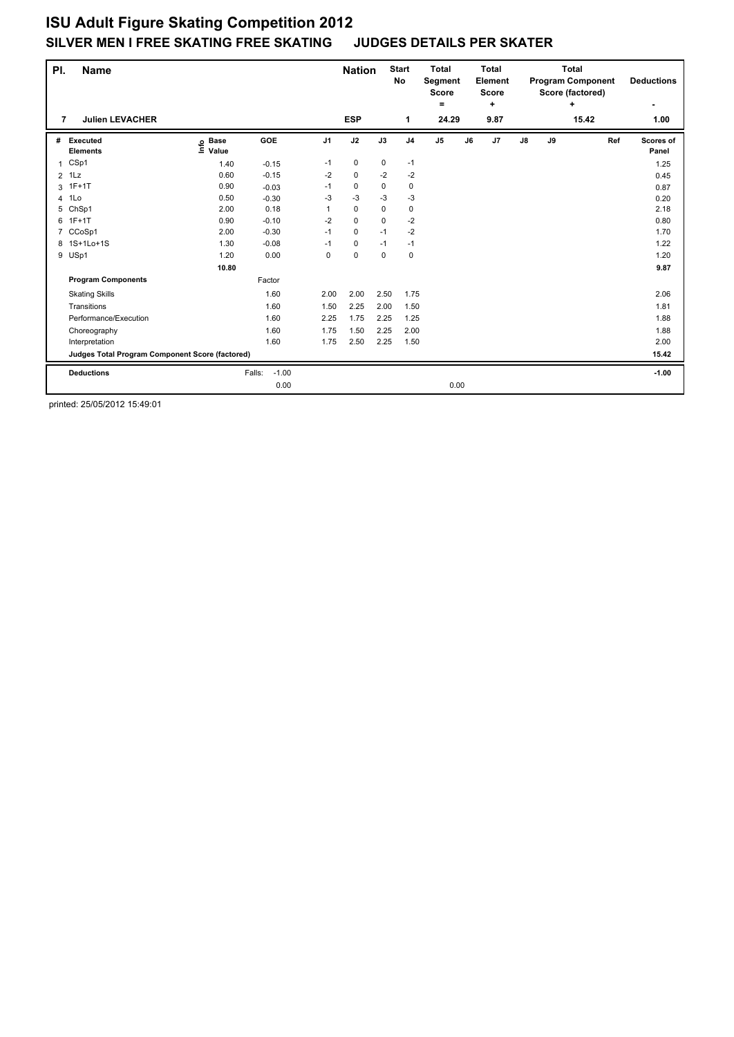# ISU Adult Figure Skating Competition 2012

## SILVER MEN I FREE SKATING FREE SKATING JUDGES DETAILS PER SKATER

| Pl. | Name | Nation | Start No | Total Segment Score = | Total Element Score + | Total Program Component Score (factored) + | Deductions - |
|---|---|---|---|---|---|---|---|
| 7 | Julien LEVACHER | ESP | 1 | 24.29 | 9.87 | 15.42 | 1.00 |

| # | Executed Elements | Info | Base Value | GOE | J1 | J2 | J3 | J4 | J5 | J6 | J7 | J8 | J9 | Ref | Scores of Panel |
|---|---|---|---|---|---|---|---|---|---|---|---|---|---|---|---|
| 1 | CSp1 | | 1.40 | -0.15 | -1 | 0 | 0 | -1 | | | | | | | 1.25 |
| 2 | 1Lz | | 0.60 | -0.15 | -2 | 0 | -2 | -2 | | | | | | | 0.45 |
| 3 | 1F+1T | | 0.90 | -0.03 | -1 | 0 | 0 | 0 | | | | | | | 0.87 |
| 4 | 1Lo | | 0.50 | -0.30 | -3 | -3 | -3 | -3 | | | | | | | 0.20 |
| 5 | ChSp1 | | 2.00 | 0.18 | 1 | 0 | 0 | 0 | | | | | | | 2.18 |
| 6 | 1F+1T | | 0.90 | -0.10 | -2 | 0 | 0 | -2 | | | | | | | 0.80 |
| 7 | CCoSp1 | | 2.00 | -0.30 | -1 | 0 | -1 | -2 | | | | | | | 1.70 |
| 8 | 1S+1Lo+1S | | 1.30 | -0.08 | -1 | 0 | -1 | -1 | | | | | | | 1.22 |
| 9 | USp1 | | 1.20 | 0.00 | 0 | 0 | 0 | 0 | | | | | | | 1.20 |
| | | | 10.80 | | | | | | | | | | | | 9.87 |
| | **Program Components** | | | Factor | | | | | | | | | | | |
| | Skating Skills | | | 1.60 | 2.00 | 2.00 | 2.50 | 1.75 | | | | | | | 2.06 |
| | Transitions | | | 1.60 | 1.50 | 2.25 | 2.00 | 1.50 | | | | | | | 1.81 |
| | Performance/Execution | | | 1.60 | 2.25 | 1.75 | 2.25 | 1.25 | | | | | | | 1.88 |
| | Choreography | | | 1.60 | 1.75 | 1.50 | 2.25 | 2.00 | | | | | | | 1.88 |
| | Interpretation | | | 1.60 | 1.75 | 2.50 | 2.25 | 1.50 | | | | | | | 2.00 |
| | **Judges Total Program Component Score (factored)** | | | | | | | | | | | | | | 15.42 |
| | **Deductions** | | | Falls: -1.00 | | | | | | | | | | | -1.00 |
| | | | | 0.00 | | | | | 0.00 | | | | | | |

printed: 25/05/2012 15:49:01